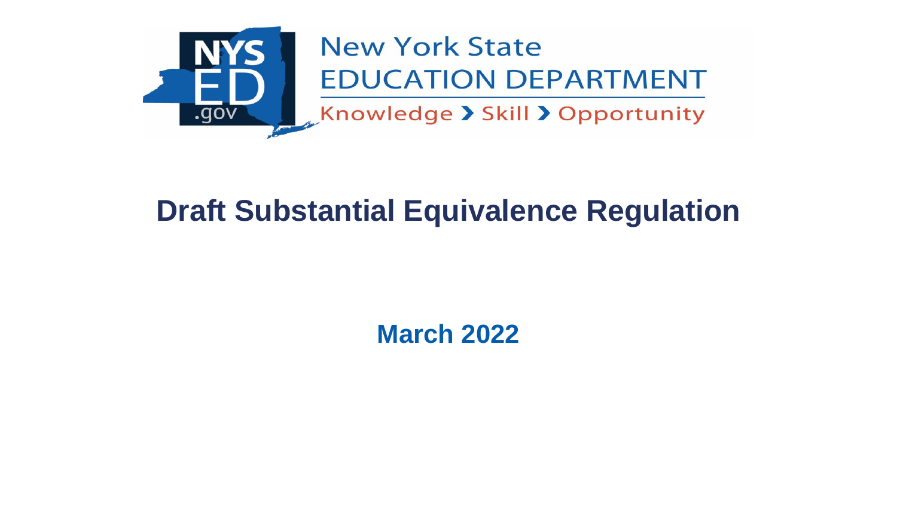New York State
EDUCATION DEPARTMENT
Knowledge > Skill > Opportunity

# Draft Substantial Equivalence Regulation

**March 2022**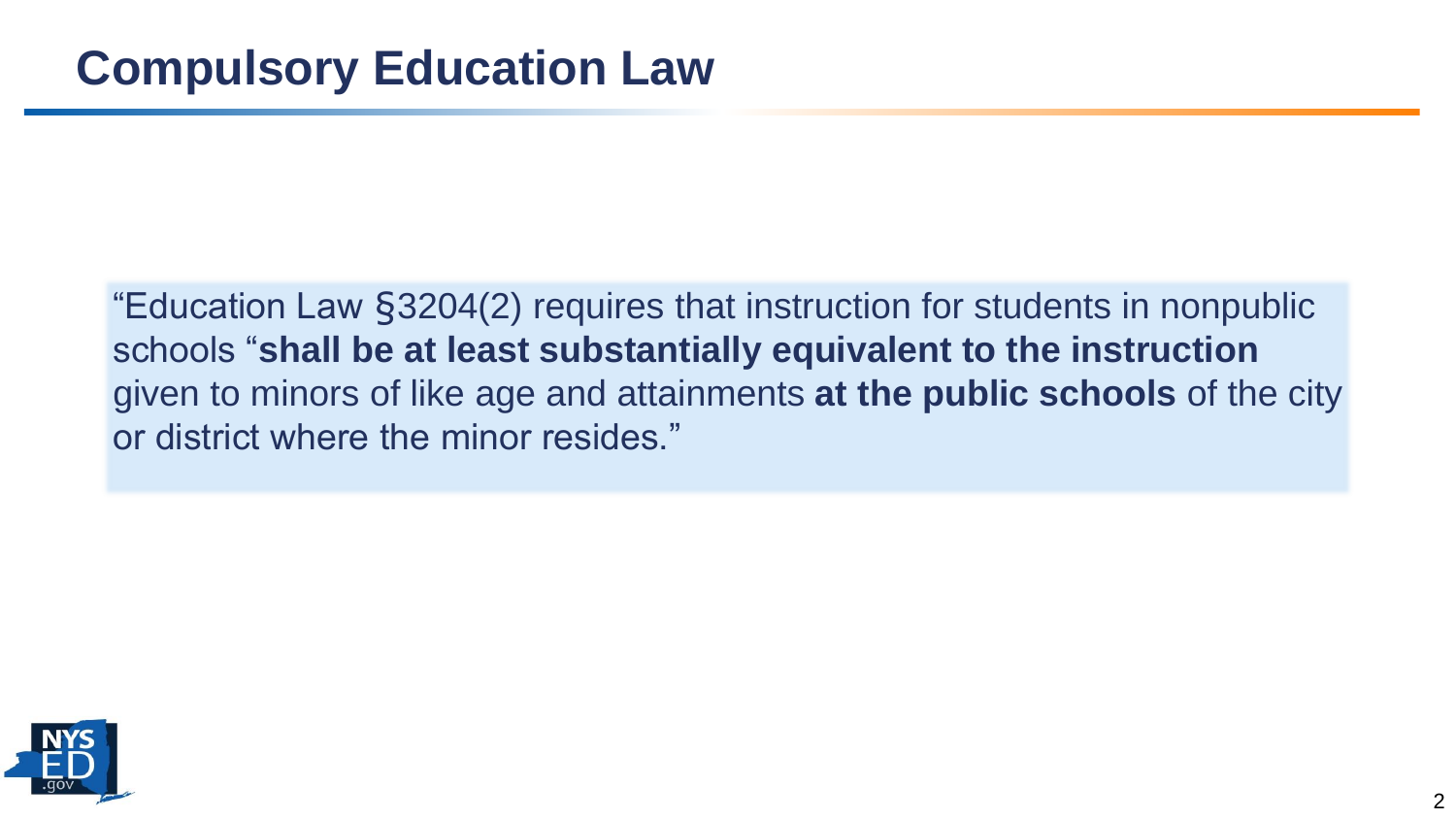# Compulsory Education Law

"Education Law §3204(2) requires that instruction for students in nonpublic schools "**shall be at least substantially equivalent to the instruction** given to minors of like age and attainments **at the public schools** of the city or district where the minor resides."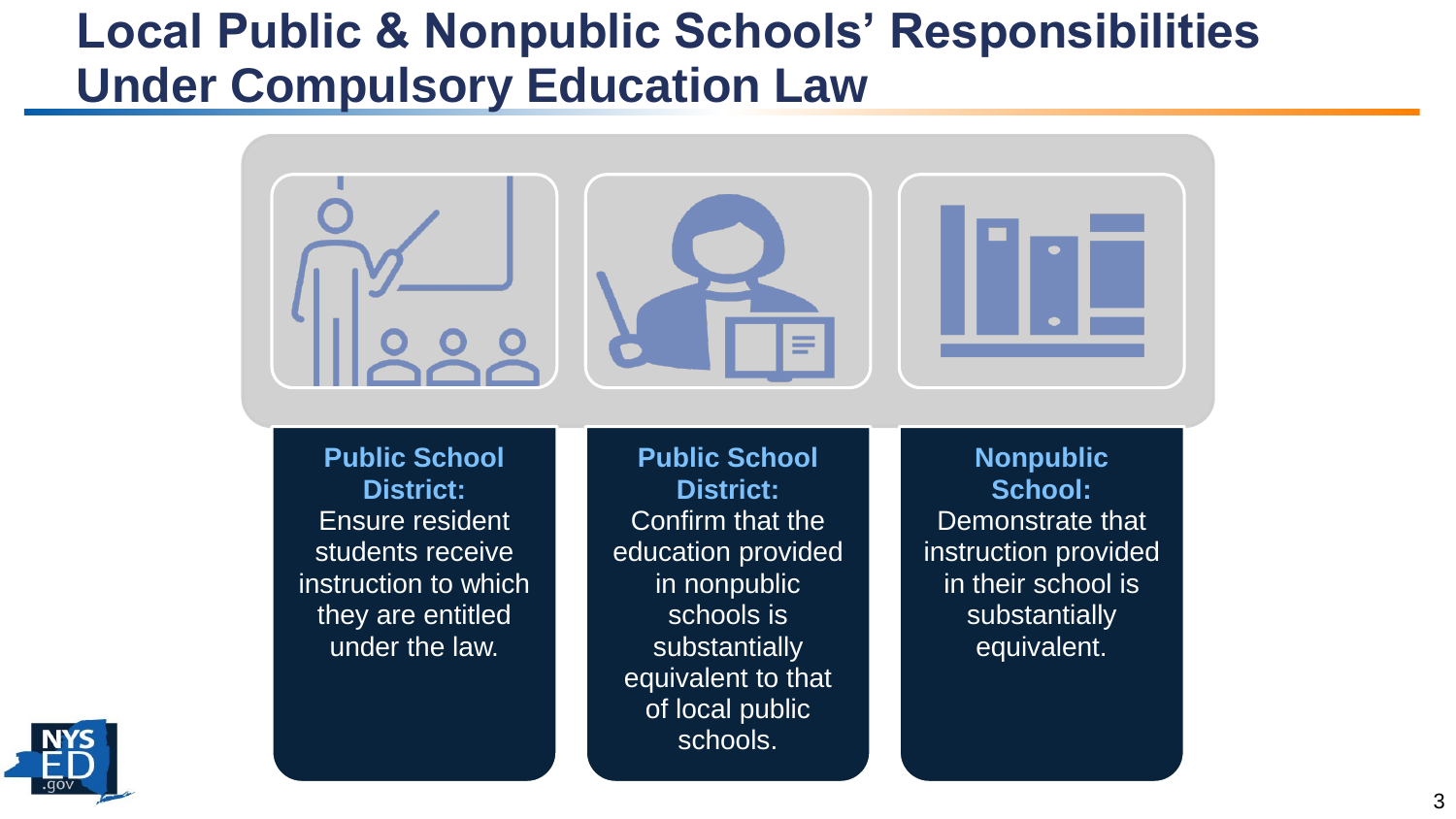# Local Public & Nonpublic Schools' Responsibilities Under Compulsory Education Law

**Public School District:**
Ensure resident students receive instruction to which they are entitled under the law.

**Public School District:**
Confirm that the education provided in nonpublic schools is substantially equivalent to that of local public schools.

**Nonpublic School:**
Demonstrate that instruction provided in their school is substantially equivalent.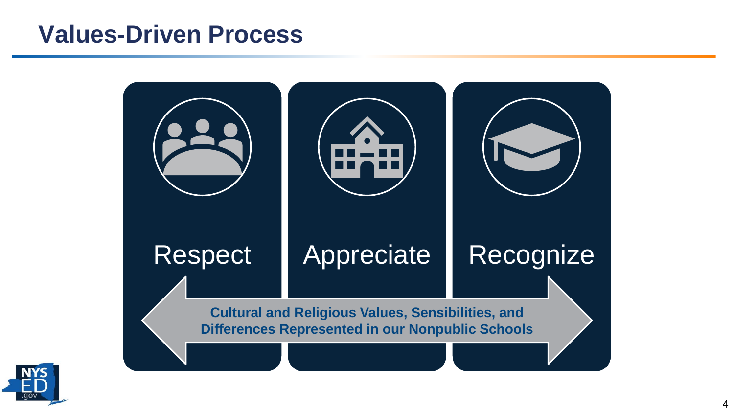# Values-Driven Process

**Respect**

**Appreciate**

**Recognize**

**Cultural and Religious Values, Sensibilities, and Differences Represented in our Nonpublic Schools**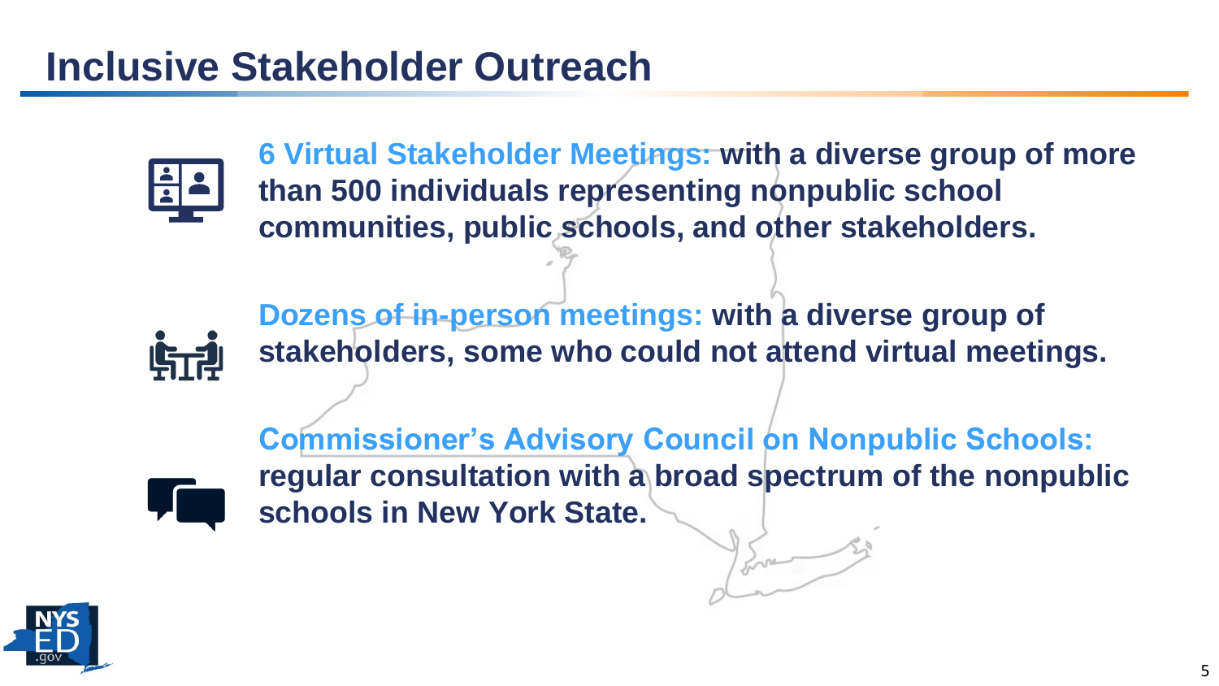# Inclusive Stakeholder Outreach

**6 Virtual Stakeholder Meetings:** with a diverse group of more than 500 individuals representing nonpublic school communities, public schools, and other stakeholders.

**Dozens of in-person meetings:** with a diverse group of stakeholders, some who could not attend virtual meetings.

**Commissioner's Advisory Council on Nonpublic Schools:** regular consultation with a broad spectrum of the nonpublic schools in New York State.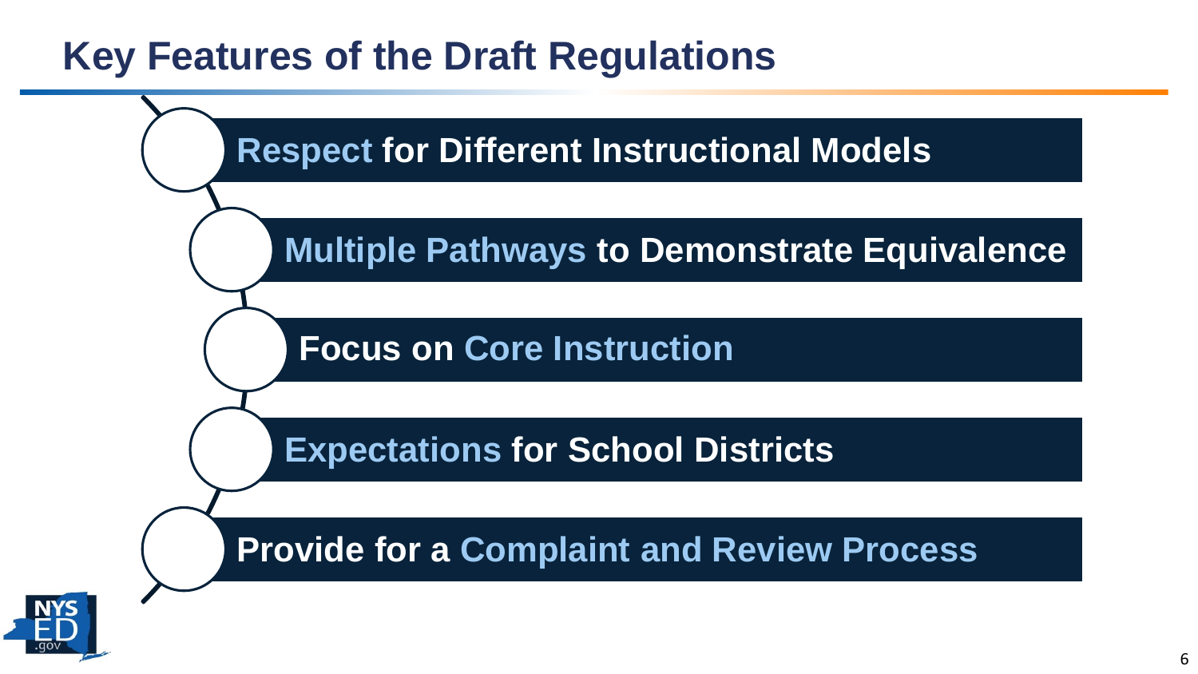# Key Features of the Draft Regulations

- **Respect for Different Instructional Models**
- **Multiple Pathways to Demonstrate Equivalence**
- **Focus on Core Instruction**
- **Expectations for School Districts**
- **Provide for a Complaint and Review Process**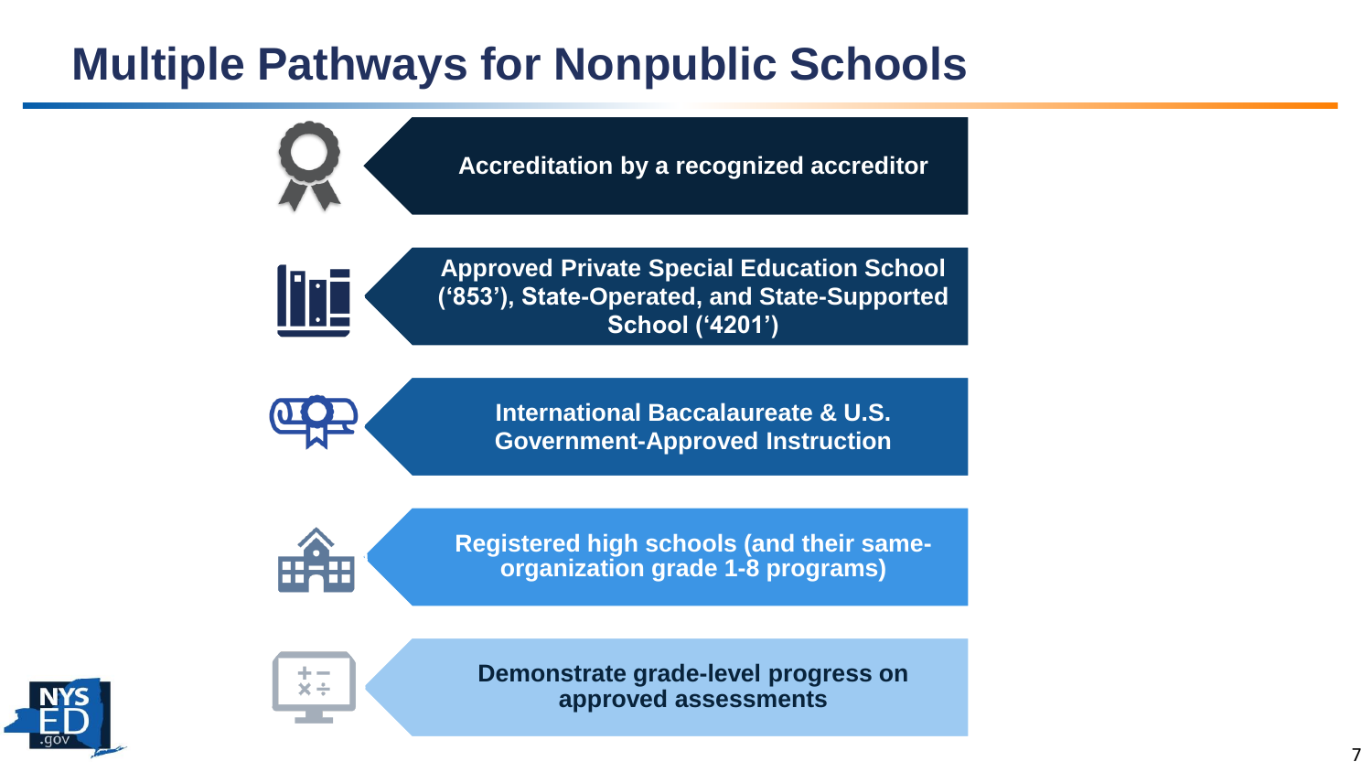# Multiple Pathways for Nonpublic Schools

- Accreditation by a recognized accreditor
- Approved Private Special Education School ('853'), State-Operated, and State-Supported School ('4201')
- International Baccalaureate & U.S. Government-Approved Instruction
- Registered high schools (and their same-organization grade 1-8 programs)
- Demonstrate grade-level progress on approved assessments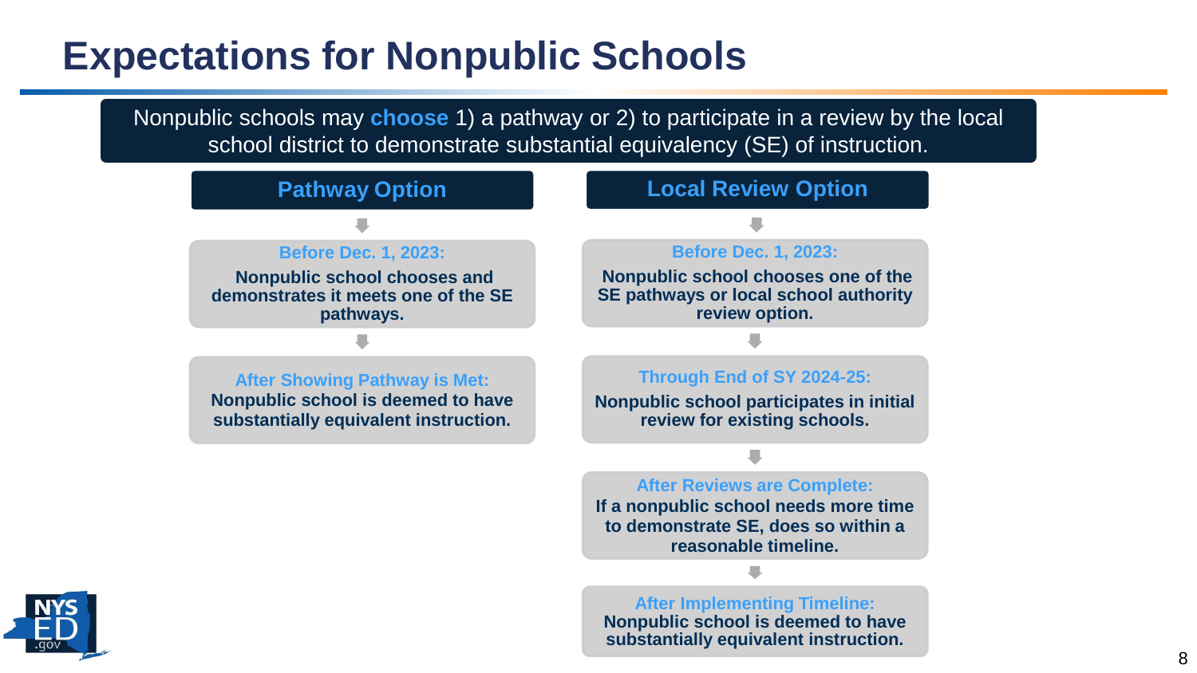# Expectations for Nonpublic Schools

Nonpublic schools may **choose** 1) a pathway or 2) to participate in a review by the local school district to demonstrate substantial equivalency (SE) of instruction.

## Pathway Option

**Before Dec. 1, 2023:**
Nonpublic school chooses and demonstrates it meets one of the SE pathways.

**After Showing Pathway is Met:**
Nonpublic school is deemed to have substantially equivalent instruction.

## Local Review Option

**Before Dec. 1, 2023:**
Nonpublic school chooses one of the SE pathways or local school authority review option.

**Through End of SY 2024-25:**
Nonpublic school participates in initial review for existing schools.

**After Reviews are Complete:**
If a nonpublic school needs more time to demonstrate SE, does so within a reasonable timeline.

**After Implementing Timeline:**
Nonpublic school is deemed to have substantially equivalent instruction.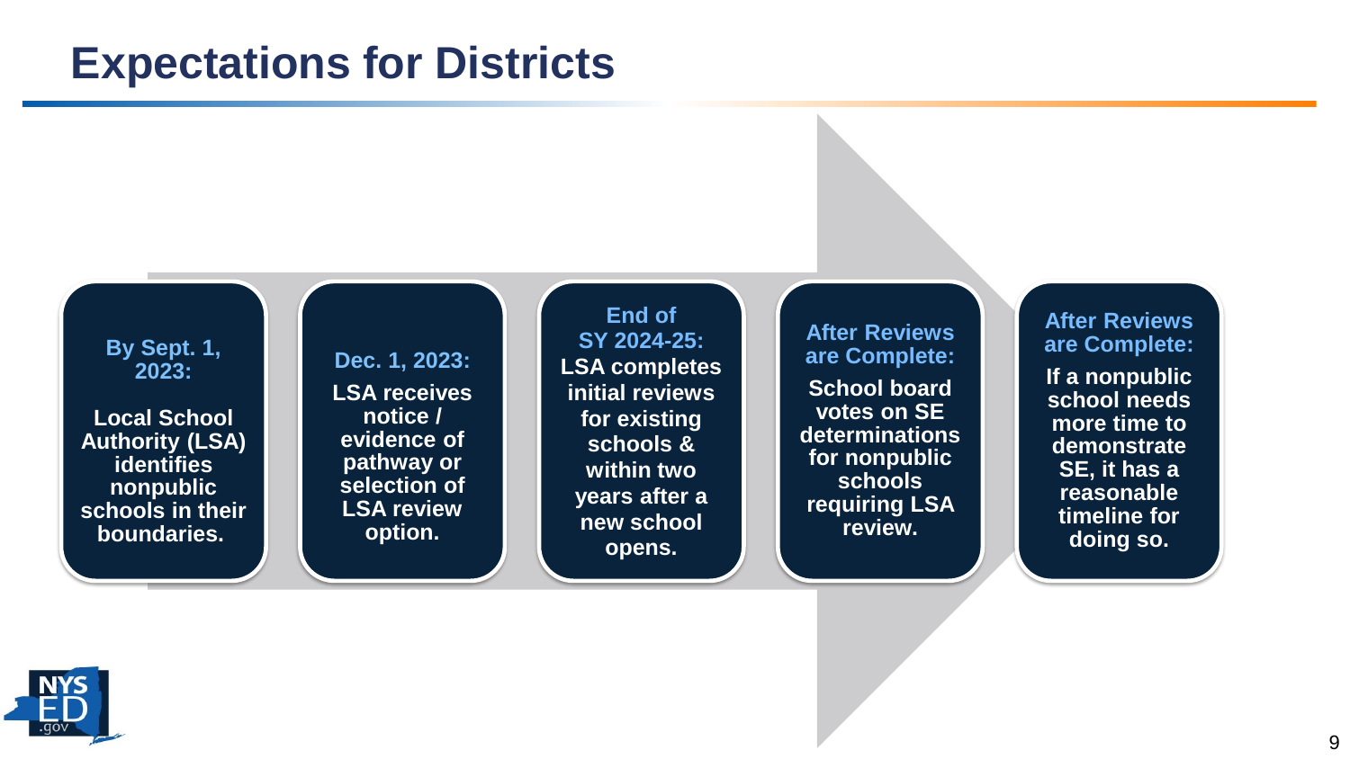# Expectations for Districts

- **By Sept. 1, 2023:** Local School Authority (LSA) identifies nonpublic schools in their boundaries.
- **Dec. 1, 2023:** LSA receives notice / evidence of pathway or selection of LSA review option.
- **End of SY 2024-25:** LSA completes initial reviews for existing schools & within two years after a new school opens.
- **After Reviews are Complete:** School board votes on SE determinations for nonpublic schools requiring LSA review.
- **After Reviews are Complete:** If a nonpublic school needs more time to demonstrate SE, it has a reasonable timeline for doing so.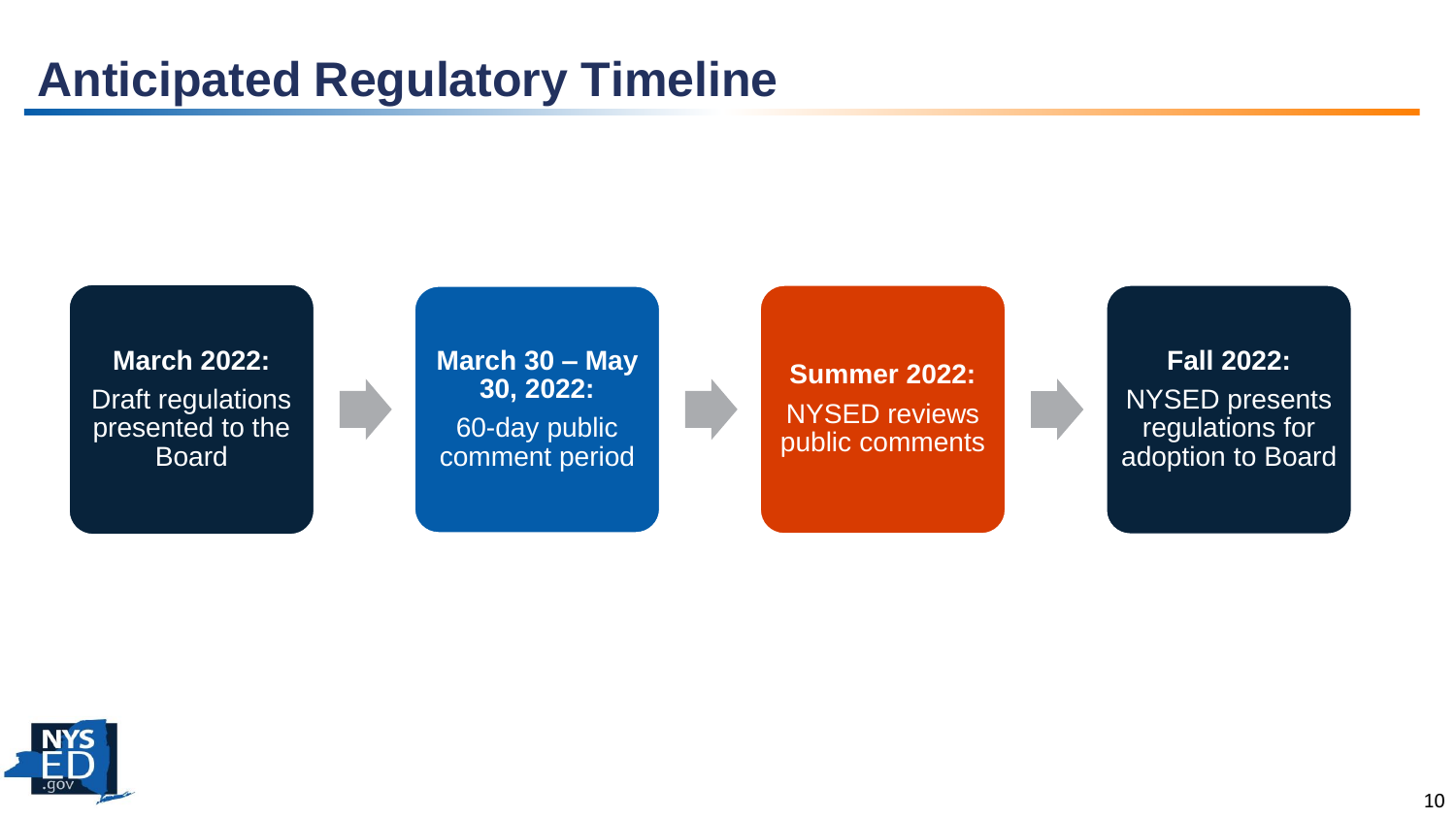# Anticipated Regulatory Timeline

**March 2022:**
Draft regulations presented to the Board

→

**March 30 – May 30, 2022:**
60-day public comment period

→

**Summer 2022:**
NYSED reviews public comments

→

**Fall 2022:**
NYSED presents regulations for adoption to Board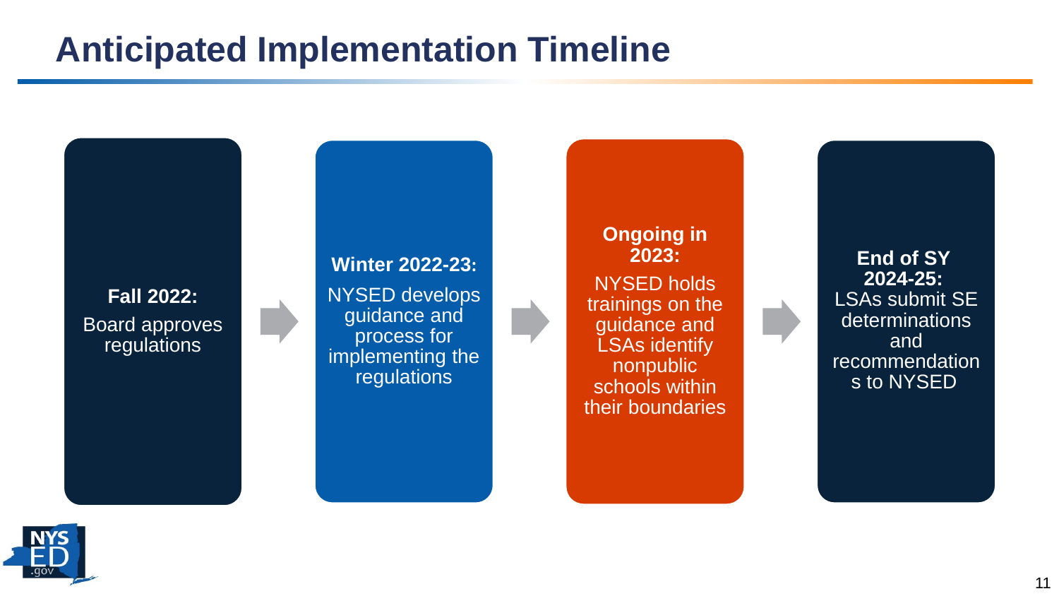# Anticipated Implementation Timeline

**Fall 2022:**
Board approves regulations

**Winter 2022-23:**
NYSED develops guidance and process for implementing the regulations

**Ongoing in 2023:**
NYSED holds trainings on the guidance and LSAs identify nonpublic schools within their boundaries

**End of SY 2024-25:**
LSAs submit SE determinations and recommendations to NYSED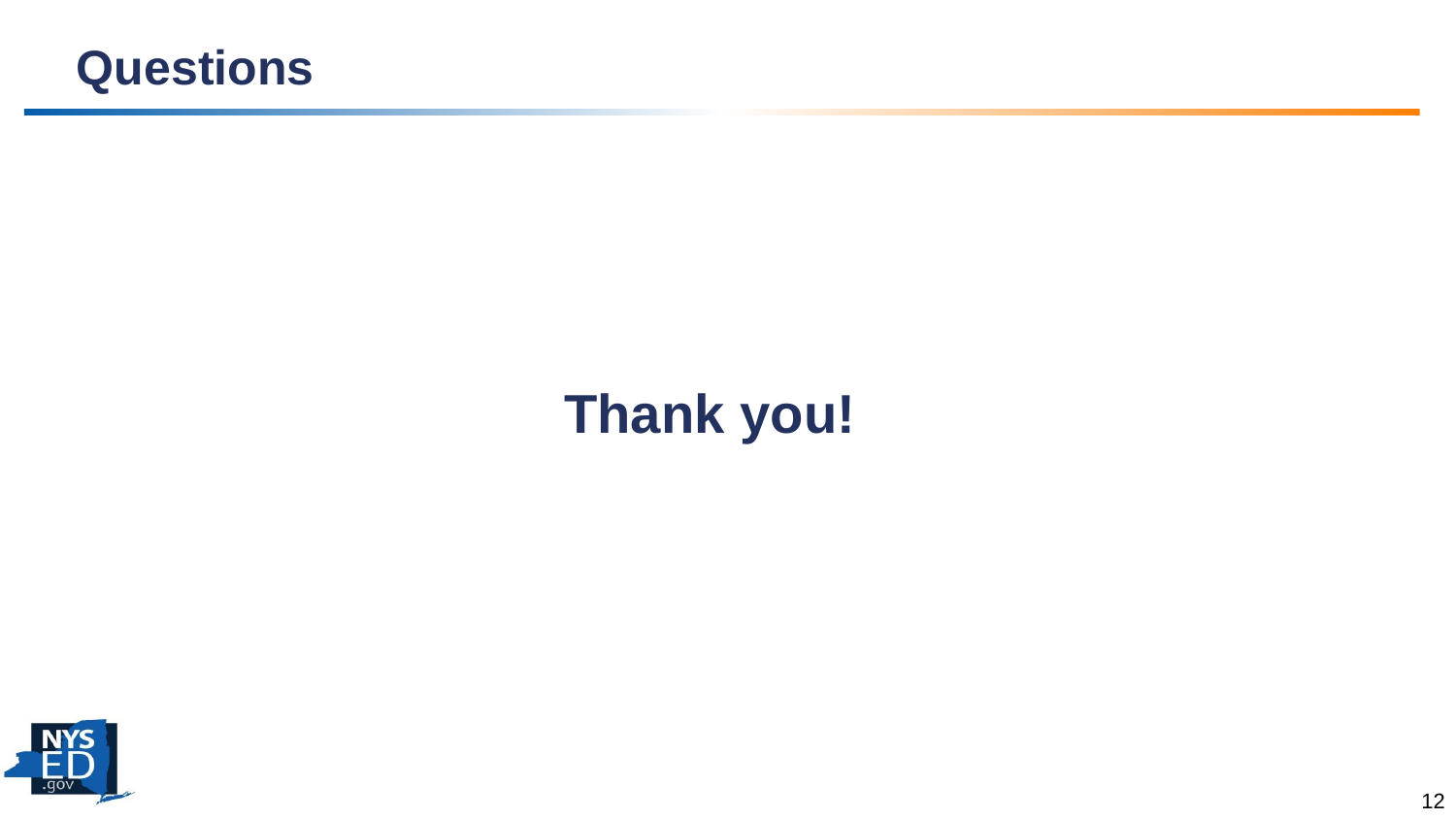# Questions

**Thank you!**